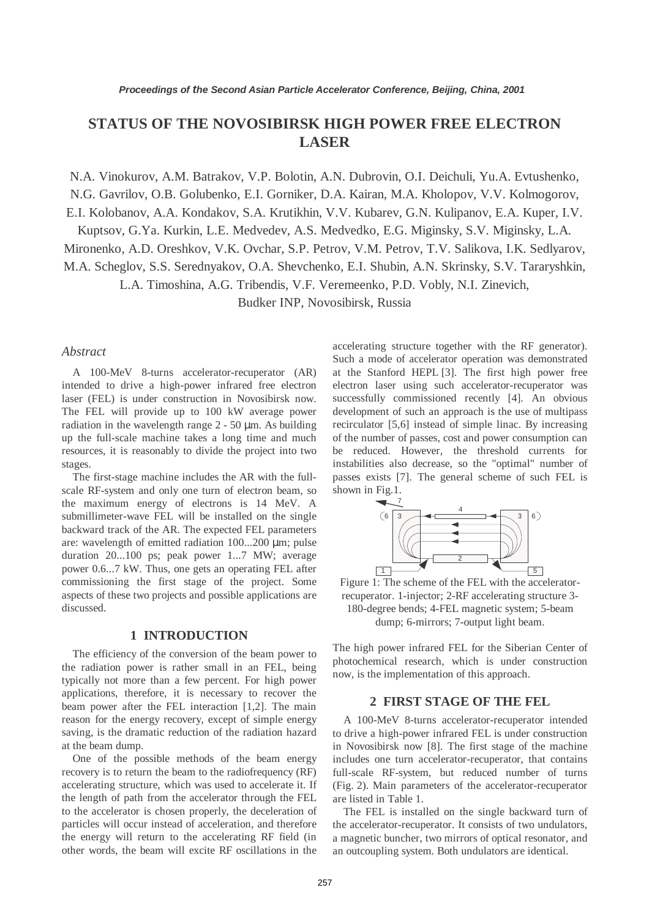# STATUS OF THE NOVOSIBIRSK HIGH POWER FREE ELECTRON LASER

N.A. Vinokurov, A.M. Batrakov, V.P. Bolotin, A.N. Dubrovin, O.I. Deichuli, Yu.A. Evtushenko, N.G. Gavrilov, O.B. Golubenko, E.I. Gorniker, D.A. Kairan, M.A. Kholopov, V.V. Kolmogorov, E.I. Kolobanov, A.A. Kondakov, S.A. Krutikhin, V.V. Kubarev, G.N. Kulipanov, E.A. Kuper, I.V. Kuptsov, G.Ya. Kurkin, L.E. Medvedev, A.S. Medvedko, E.G. Miginsky, S.V. Miginsky, L.A. Mironenko, A.D. Oreshkov, V.K. Ovchar, S.P. Petrov, V.M. Petrov, T.V. Salikova, I.K. Sedlyarov, M.A. Scheglov, S.S. Serednyakov, O.A. Shevchenko, E.I. Shubin, A.N. Skrinsky, S.V. Tararyshkin, L.A. Timoshina, A.G. Tribendis, V.F. Veremeenko, P.D. Vobly, N.I. Zinevich,

Budker INP, Novosibirsk, Russia

*Abstract*

A 100-MeV 8-turns accelerator-recuperator (AR) intended to drive a high-power infrared free electron laser (FEL) is under construction in Novosibirsk now. The FEL will provide up to 100 kW average power radiation in the wavelength range 2 - 50 μm. As building up the full-scale machine takes a long time and much resources, it is reasonably to divide the project into two stages.

The first-stage machine includes the AR with the full-scale RF-system and only one turn of electron beam, so the maximum energy of electrons is 14 MeV. A submillimeter-wave FEL will be installed on the single backward track of the AR. The expected FEL parameters are: wavelength of emitted radiation 100...200 μm; pulse duration 20...100 ps; peak power 1...7 MW; average power 0.6...7 kW. Thus, one gets an operating FEL after commissioning the first stage of the project. Some aspects of these two projects and possible applications are discussed.

## 1 INTRODUCTION

The efficiency of the conversion of the beam power to the radiation power is rather small in an FEL, being typically not more than a few percent. For high power applications, therefore, it is necessary to recover the beam power after the FEL interaction [1,2]. The main reason for the energy recovery, except of simple energy saving, is the dramatic reduction of the radiation hazard at the beam dump.

One of the possible methods of the beam energy recovery is to return the beam to the radiofrequency (RF) accelerating structure, which was used to accelerate it. If the length of path from the accelerator through the FEL to the accelerator is chosen properly, the deceleration of particles will occur instead of acceleration, and therefore the energy will return to the accelerating RF field (in other words, the beam will excite RF oscillations in the accelerating structure together with the RF generator). Such a mode of accelerator operation was demonstrated at the Stanford HEPL [3]. The first high power free electron laser using such accelerator-recuperator was successfully commissioned recently [4]. An obvious development of such an approach is the use of multipass recirculator [5,6] instead of simple linac. By increasing of the number of passes, cost and power consumption can be reduced. However, the threshold currents for instabilities also decrease, so the "optimal" number of passes exists [7]. The general scheme of such FEL is shown in Fig.1.

Figure 1: The scheme of the FEL with the accelerator-recuperator. 1-injector; 2-RF accelerating structure 3-180-degree bends; 4-FEL magnetic system; 5-beam dump; 6-mirrors; 7-output light beam.

The high power infrared FEL for the Siberian Center of photochemical research, which is under construction now, is the implementation of this approach.

## 2 FIRST STAGE OF THE FEL

A 100-MeV 8-turns accelerator-recuperator intended to drive a high-power infrared FEL is under construction in Novosibirsk now [8]. The first stage of the machine includes one turn accelerator-recuperator, that contains full-scale RF-system, but reduced number of turns (Fig. 2). Main parameters of the accelerator-recuperator are listed in Table 1.

The FEL is installed on the single backward turn of the accelerator-recuperator. It consists of two undulators, a magnetic buncher, two mirrors of optical resonator, and an outcoupling system. Both undulators are identical.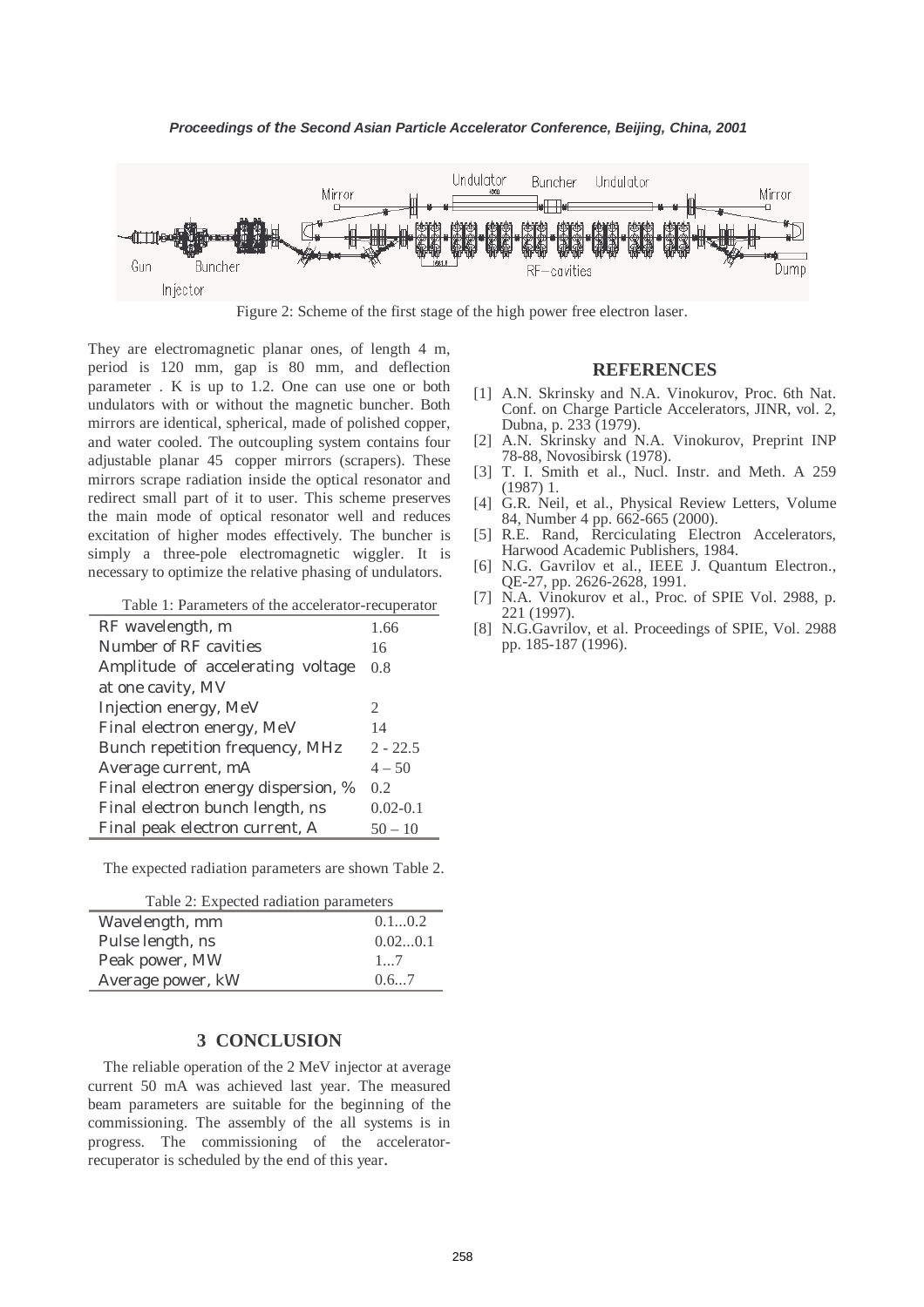Undulator Buncher Undulator

Mirror Mirror

Gun Buncher RF–cavities Dump

Injector

Figure 2: Scheme of the first stage of the high power free electron laser.

They are electromagnetic planar ones, of length 4 m, period is 120 mm, gap is 80 mm, and deflection parameter . K is up to 1.2. One can use one or both undulators with or without the magnetic buncher. Both mirrors are identical, spherical, made of polished copper, and water cooled. The outcoupling system contains four adjustable planar 45 copper mirrors (scrapers). These mirrors scrape radiation inside the optical resonator and redirect small part of it to user. This scheme preserves the main mode of optical resonator well and reduces excitation of higher modes effectively. The buncher is simply a three-pole electromagnetic wiggler. It is necessary to optimize the relative phasing of undulators.

Table 1: Parameters of the accelerator-recuperator

| | |
|---|---|
| RF wavelength, m | 1.66 |
| Number of RF cavities | 16 |
| Amplitude of accelerating voltage at one cavity, MV | 0.8 |
| Injection energy, MeV | 2 |
| Final electron energy, MeV | 14 |
| Bunch repetition frequency, MHz | 2 - 22.5 |
| Average current, mA | 4 – 50 |
| Final electron energy dispersion, % | 0.2 |
| Final electron bunch length, ns | 0.02-0.1 |
| Final peak electron current, A | 50 – 10 |

The expected radiation parameters are shown Table 2.

Table 2: Expected radiation parameters

| | |
|---|---|
| Wavelength, mm | 0.1...0.2 |
| Pulse length, ns | 0.02...0.1 |
| Peak power, MW | 1...7 |
| Average power, kW | 0.6...7 |

## 3 CONCLUSION

The reliable operation of the 2 MeV injector at average current 50 mA was achieved last year. The measured beam parameters are suitable for the beginning of the commissioning. The assembly of the all systems is in progress. The commissioning of the accelerator-recuperator is scheduled by the end of this year.

## REFERENCES

[1] A.N. Skrinsky and N.A. Vinokurov, Proc. 6th Nat. Conf. on Charge Particle Accelerators, JINR, vol. 2, Dubna, p. 233 (1979).

[2] A.N. Skrinsky and N.A. Vinokurov, Preprint INP 78-88, Novosibirsk (1978).

[3] T. I. Smith et al., Nucl. Instr. and Meth. A 259 (1987) 1.

[4] G.R. Neil, et al., Physical Review Letters, Volume 84, Number 4 pp. 662-665 (2000).

[5] R.E. Rand, Rerciculating Electron Accelerators, Harwood Academic Publishers, 1984.

[6] N.G. Gavrilov et al., IEEE J. Quantum Electron., QE-27, pp. 2626-2628, 1991.

[7] N.A. Vinokurov et al., Proc. of SPIE Vol. 2988, p. 221 (1997).

[8] N.G.Gavrilov, et al. Proceedings of SPIE, Vol. 2988 pp. 185-187 (1996).